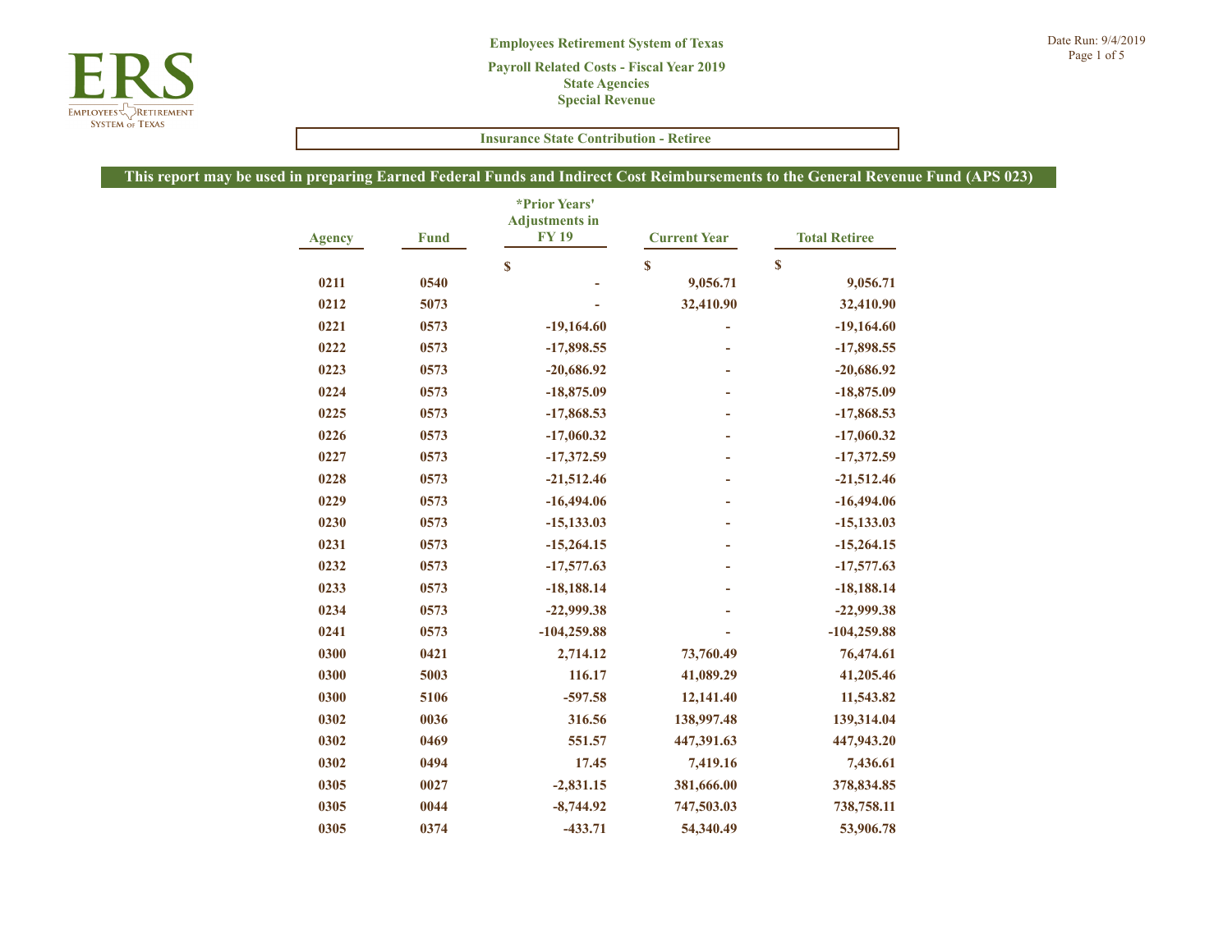# Employees Retirement System of Texas

## Payroll Related Costs - Fiscal Year 2019
## State Agencies
## Special Revenue

**Insurance State Contribution - Retiree**

**This report may be used in preparing Earned Federal Funds and Indirect Cost Reimbursements to the General Revenue Fund (APS 023)**

| Agency | Fund | *Prior Years' Adjustments in FY 19 | Current Year | Total Retiree |
|---|---|---|---|---|
| | | $ | $ | $ |
| 0211 | 0540 | - | 9,056.71 | 9,056.71 |
| 0212 | 5073 | - | 32,410.90 | 32,410.90 |
| 0221 | 0573 | -19,164.60 | - | -19,164.60 |
| 0222 | 0573 | -17,898.55 | - | -17,898.55 |
| 0223 | 0573 | -20,686.92 | - | -20,686.92 |
| 0224 | 0573 | -18,875.09 | - | -18,875.09 |
| 0225 | 0573 | -17,868.53 | - | -17,868.53 |
| 0226 | 0573 | -17,060.32 | - | -17,060.32 |
| 0227 | 0573 | -17,372.59 | - | -17,372.59 |
| 0228 | 0573 | -21,512.46 | - | -21,512.46 |
| 0229 | 0573 | -16,494.06 | - | -16,494.06 |
| 0230 | 0573 | -15,133.03 | - | -15,133.03 |
| 0231 | 0573 | -15,264.15 | - | -15,264.15 |
| 0232 | 0573 | -17,577.63 | - | -17,577.63 |
| 0233 | 0573 | -18,188.14 | - | -18,188.14 |
| 0234 | 0573 | -22,999.38 | - | -22,999.38 |
| 0241 | 0573 | -104,259.88 | - | -104,259.88 |
| 0300 | 0421 | 2,714.12 | 73,760.49 | 76,474.61 |
| 0300 | 5003 | 116.17 | 41,089.29 | 41,205.46 |
| 0300 | 5106 | -597.58 | 12,141.40 | 11,543.82 |
| 0302 | 0036 | 316.56 | 138,997.48 | 139,314.04 |
| 0302 | 0469 | 551.57 | 447,391.63 | 447,943.20 |
| 0302 | 0494 | 17.45 | 7,419.16 | 7,436.61 |
| 0305 | 0027 | -2,831.15 | 381,666.00 | 378,834.85 |
| 0305 | 0044 | -8,744.92 | 747,503.03 | 738,758.11 |
| 0305 | 0374 | -433.71 | 54,340.49 | 53,906.78 |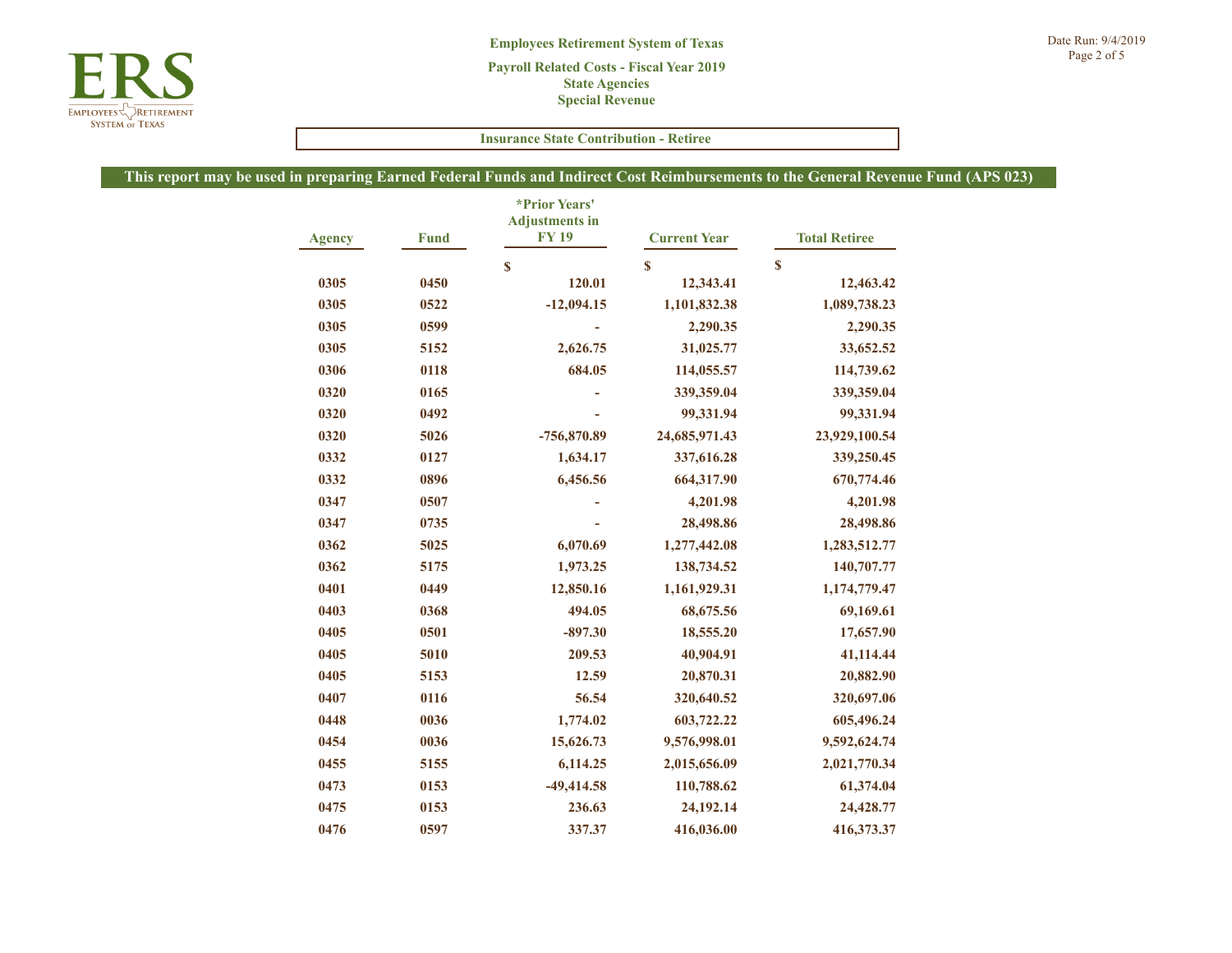**Employees Retirement System of Texas**

**Payroll Related Costs - Fiscal Year 2019**
**State Agencies**
**Special Revenue**

**Insurance State Contribution - Retiree**

**This report may be used in preparing Earned Federal Funds and Indirect Cost Reimbursements to the General Revenue Fund (APS 023)**

| Agency | Fund | *Prior Years' Adjustments in FY 19 | Current Year | Total Retiree |
|---|---|---|---|---|
| | | $ | $ | $ |
| 0305 | 0450 | 120.01 | 12,343.41 | 12,463.42 |
| 0305 | 0522 | -12,094.15 | 1,101,832.38 | 1,089,738.23 |
| 0305 | 0599 | - | 2,290.35 | 2,290.35 |
| 0305 | 5152 | 2,626.75 | 31,025.77 | 33,652.52 |
| 0306 | 0118 | 684.05 | 114,055.57 | 114,739.62 |
| 0320 | 0165 | - | 339,359.04 | 339,359.04 |
| 0320 | 0492 | - | 99,331.94 | 99,331.94 |
| 0320 | 5026 | -756,870.89 | 24,685,971.43 | 23,929,100.54 |
| 0332 | 0127 | 1,634.17 | 337,616.28 | 339,250.45 |
| 0332 | 0896 | 6,456.56 | 664,317.90 | 670,774.46 |
| 0347 | 0507 | - | 4,201.98 | 4,201.98 |
| 0347 | 0735 | - | 28,498.86 | 28,498.86 |
| 0362 | 5025 | 6,070.69 | 1,277,442.08 | 1,283,512.77 |
| 0362 | 5175 | 1,973.25 | 138,734.52 | 140,707.77 |
| 0401 | 0449 | 12,850.16 | 1,161,929.31 | 1,174,779.47 |
| 0403 | 0368 | 494.05 | 68,675.56 | 69,169.61 |
| 0405 | 0501 | -897.30 | 18,555.20 | 17,657.90 |
| 0405 | 5010 | 209.53 | 40,904.91 | 41,114.44 |
| 0405 | 5153 | 12.59 | 20,870.31 | 20,882.90 |
| 0407 | 0116 | 56.54 | 320,640.52 | 320,697.06 |
| 0448 | 0036 | 1,774.02 | 603,722.22 | 605,496.24 |
| 0454 | 0036 | 15,626.73 | 9,576,998.01 | 9,592,624.74 |
| 0455 | 5155 | 6,114.25 | 2,015,656.09 | 2,021,770.34 |
| 0473 | 0153 | -49,414.58 | 110,788.62 | 61,374.04 |
| 0475 | 0153 | 236.63 | 24,192.14 | 24,428.77 |
| 0476 | 0597 | 337.37 | 416,036.00 | 416,373.37 |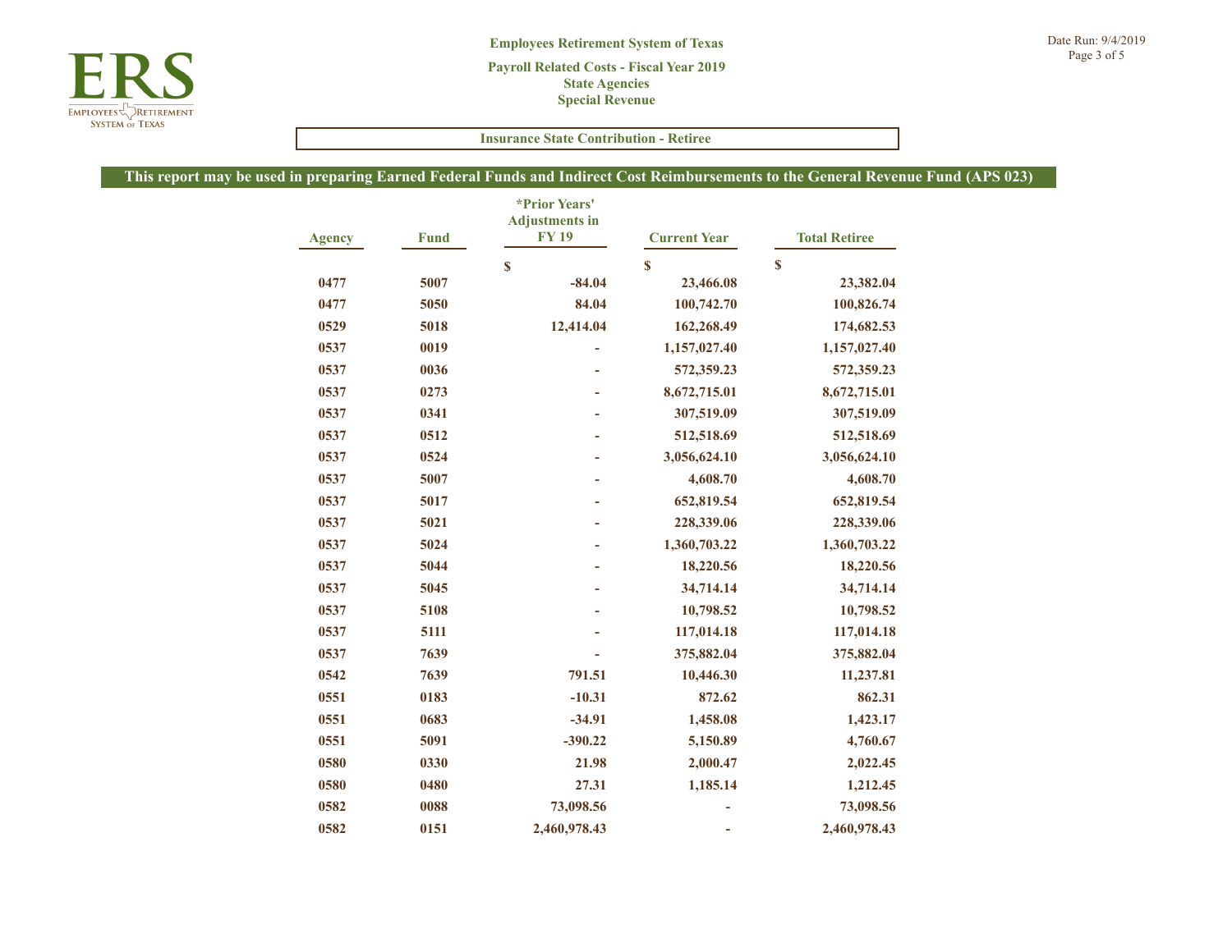**Employees Retirement System of Texas**

**Payroll Related Costs - Fiscal Year 2019**

**State Agencies**

**Special Revenue**

Date Run: 9/4/2019

**Insurance State Contribution - Retiree**

**This report may be used in preparing Earned Federal Funds and Indirect Cost Reimbursements to the General Revenue Fund (APS 023)**

| Agency | Fund | *Prior Years' Adjustments in FY 19 | Current Year | Total Retiree |
|---|---|---|---|---|
| | | $ | $ | $ |
| 0477 | 5007 | -84.04 | 23,466.08 | 23,382.04 |
| 0477 | 5050 | 84.04 | 100,742.70 | 100,826.74 |
| 0529 | 5018 | 12,414.04 | 162,268.49 | 174,682.53 |
| 0537 | 0019 | - | 1,157,027.40 | 1,157,027.40 |
| 0537 | 0036 | - | 572,359.23 | 572,359.23 |
| 0537 | 0273 | - | 8,672,715.01 | 8,672,715.01 |
| 0537 | 0341 | - | 307,519.09 | 307,519.09 |
| 0537 | 0512 | - | 512,518.69 | 512,518.69 |
| 0537 | 0524 | - | 3,056,624.10 | 3,056,624.10 |
| 0537 | 5007 | - | 4,608.70 | 4,608.70 |
| 0537 | 5017 | - | 652,819.54 | 652,819.54 |
| 0537 | 5021 | - | 228,339.06 | 228,339.06 |
| 0537 | 5024 | - | 1,360,703.22 | 1,360,703.22 |
| 0537 | 5044 | - | 18,220.56 | 18,220.56 |
| 0537 | 5045 | - | 34,714.14 | 34,714.14 |
| 0537 | 5108 | - | 10,798.52 | 10,798.52 |
| 0537 | 5111 | - | 117,014.18 | 117,014.18 |
| 0537 | 7639 | - | 375,882.04 | 375,882.04 |
| 0542 | 7639 | 791.51 | 10,446.30 | 11,237.81 |
| 0551 | 0183 | -10.31 | 872.62 | 862.31 |
| 0551 | 0683 | -34.91 | 1,458.08 | 1,423.17 |
| 0551 | 5091 | -390.22 | 5,150.89 | 4,760.67 |
| 0580 | 0330 | 21.98 | 2,000.47 | 2,022.45 |
| 0580 | 0480 | 27.31 | 1,185.14 | 1,212.45 |
| 0582 | 0088 | 73,098.56 | - | 73,098.56 |
| 0582 | 0151 | 2,460,978.43 | - | 2,460,978.43 |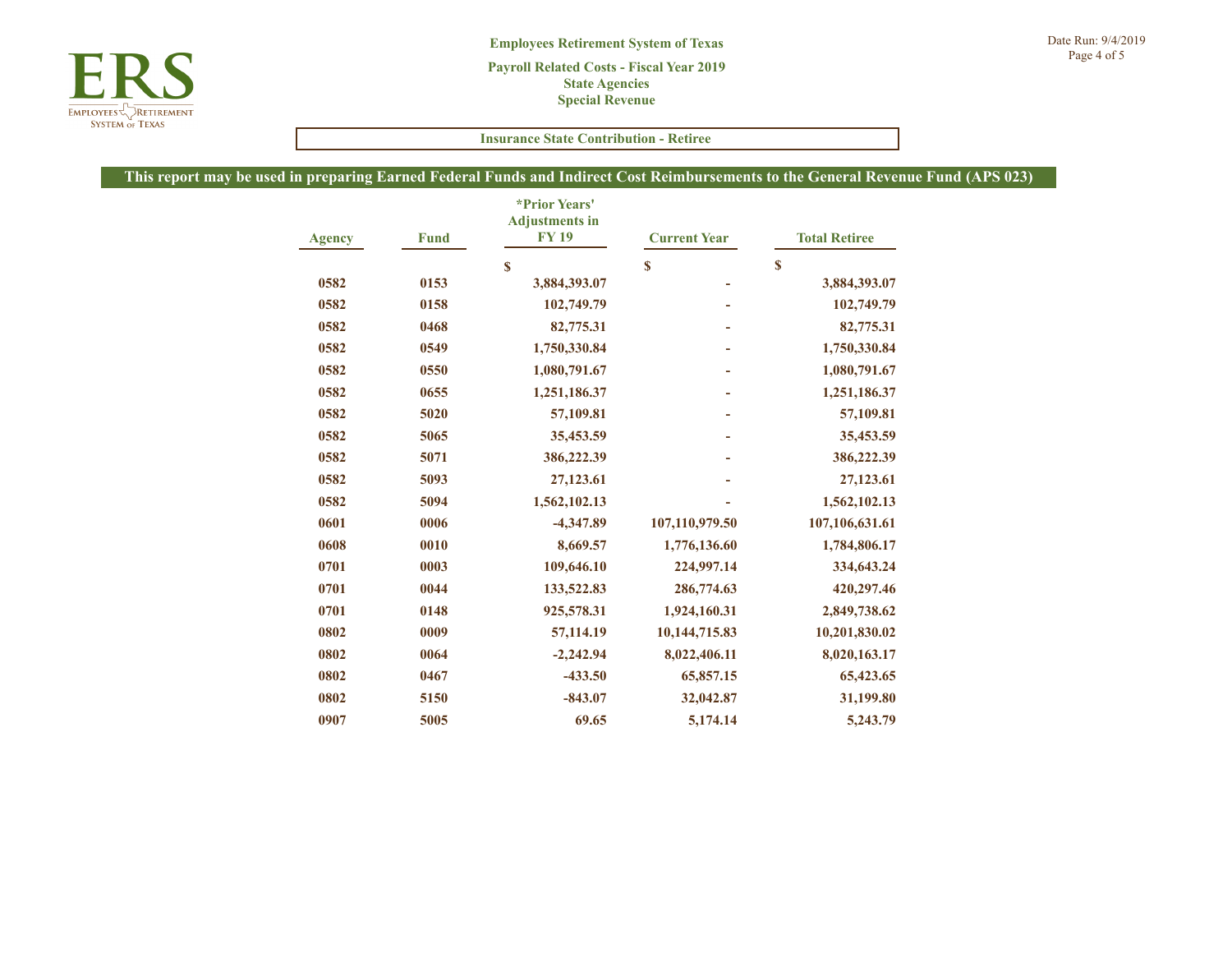**Employees Retirement System of Texas**

**Payroll Related Costs - Fiscal Year 2019**
**State Agencies**
**Special Revenue**

**Insurance State Contribution - Retiree**

**This report may be used in preparing Earned Federal Funds and Indirect Cost Reimbursements to the General Revenue Fund (APS 023)**

| Agency | Fund | *Prior Years' Adjustments in FY 19 | Current Year | Total Retiree |
|---|---|---|---|---|
| | | $ | $ | $ |
| 0582 | 0153 | 3,884,393.07 | - | 3,884,393.07 |
| 0582 | 0158 | 102,749.79 | - | 102,749.79 |
| 0582 | 0468 | 82,775.31 | - | 82,775.31 |
| 0582 | 0549 | 1,750,330.84 | - | 1,750,330.84 |
| 0582 | 0550 | 1,080,791.67 | - | 1,080,791.67 |
| 0582 | 0655 | 1,251,186.37 | - | 1,251,186.37 |
| 0582 | 5020 | 57,109.81 | - | 57,109.81 |
| 0582 | 5065 | 35,453.59 | - | 35,453.59 |
| 0582 | 5071 | 386,222.39 | - | 386,222.39 |
| 0582 | 5093 | 27,123.61 | - | 27,123.61 |
| 0582 | 5094 | 1,562,102.13 | - | 1,562,102.13 |
| 0601 | 0006 | -4,347.89 | 107,110,979.50 | 107,106,631.61 |
| 0608 | 0010 | 8,669.57 | 1,776,136.60 | 1,784,806.17 |
| 0701 | 0003 | 109,646.10 | 224,997.14 | 334,643.24 |
| 0701 | 0044 | 133,522.83 | 286,774.63 | 420,297.46 |
| 0701 | 0148 | 925,578.31 | 1,924,160.31 | 2,849,738.62 |
| 0802 | 0009 | 57,114.19 | 10,144,715.83 | 10,201,830.02 |
| 0802 | 0064 | -2,242.94 | 8,022,406.11 | 8,020,163.17 |
| 0802 | 0467 | -433.50 | 65,857.15 | 65,423.65 |
| 0802 | 5150 | -843.07 | 32,042.87 | 31,199.80 |
| 0907 | 5005 | 69.65 | 5,174.14 | 5,243.79 |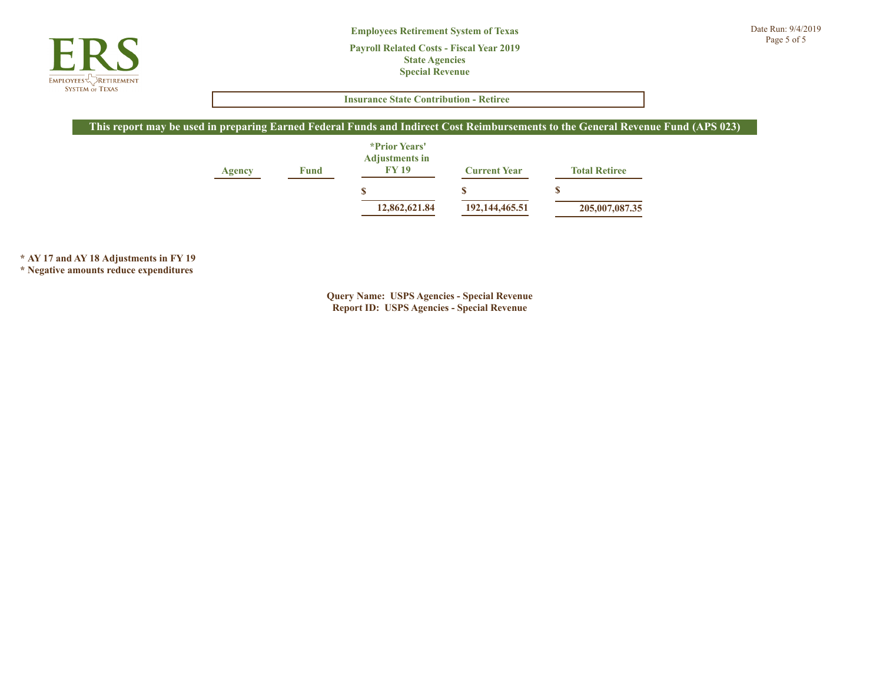**Employees Retirement System of Texas**

**Payroll Related Costs - Fiscal Year 2019**
**State Agencies**
**Special Revenue**

Date Run: 9/4/2019

**Insurance State Contribution - Retiree**

**This report may be used in preparing Earned Federal Funds and Indirect Cost Reimbursements to the General Revenue Fund (APS 023)**

| Agency | Fund | *Prior Years' Adjustments in FY 19 | Current Year | Total Retiree |
|---|---|---|---|---|
| | | $ | $ | $ |
| | | 12,862,621.84 | 192,144,465.51 | 205,007,087.35 |

**\* AY 17 and AY 18 Adjustments in FY 19**
**\* Negative amounts reduce expenditures**

**Query Name: USPS Agencies - Special Revenue**
**Report ID: USPS Agencies - Special Revenue**